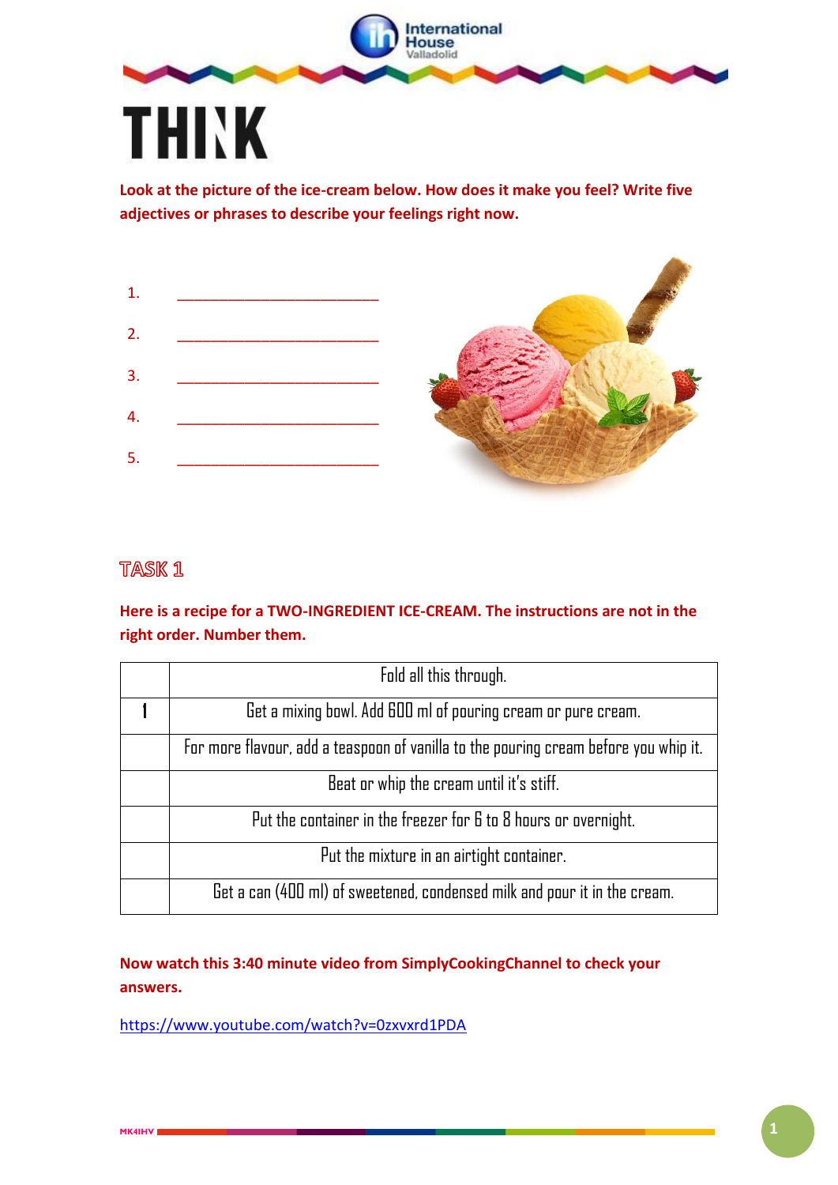# THINK

**Look at the picture of the ice-cream below. How does it make you feel? Write five adjectives or phrases to describe your feelings right now.**

1. ________________________
2. ________________________
3. ________________________
4. ________________________
5. ________________________

## TASK 1

**Here is a recipe for a TWO-INGREDIENT ICE-CREAM. The instructions are not in the right order. Number them.**

| | |
|---|---|
| | Fold all this through. |
| 1 | Get a mixing bowl. Add 600 ml of pouring cream or pure cream. |
| | For more flavour, add a teaspoon of vanilla to the pouring cream before you whip it. |
| | Beat or whip the cream until it's stiff. |
| | Put the container in the freezer for 6 to 8 hours or overnight. |
| | Put the mixture in an airtight container. |
| | Get a can (400 ml) of sweetened, condensed milk and pour it in the cream. |

**Now watch this 3:40 minute video from SimplyCookingChannel to check your answers.**

https://www.youtube.com/watch?v=0zxvxrd1PDA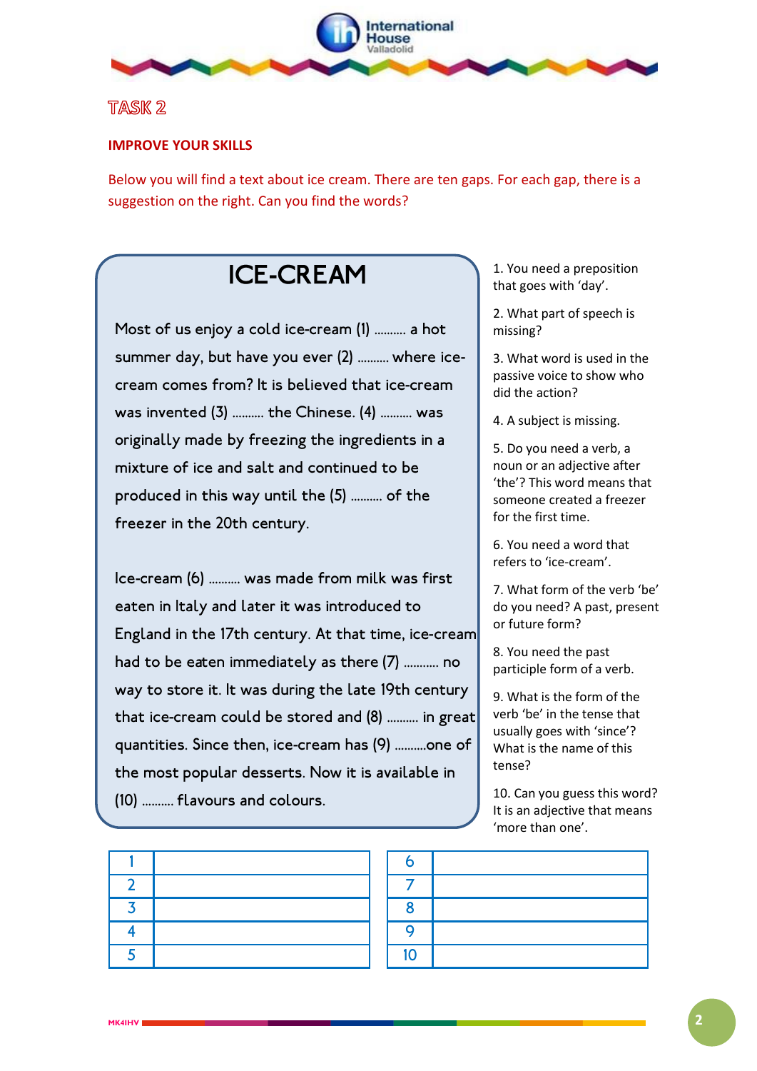## TASK 2

**IMPROVE YOUR SKILLS**

Below you will find a text about ice cream. There are ten gaps. For each gap, there is a suggestion on the right. Can you find the words?

# ICE-CREAM

Most of us enjoy a cold ice-cream (1) .......... a hot summer day, but have you ever (2) .......... where ice-cream comes from? It is believed that ice-cream was invented (3) .......... the Chinese. (4) .......... was originally made by freezing the ingredients in a mixture of ice and salt and continued to be produced in this way until the (5) .......... of the freezer in the 20th century.

Ice-cream (6) .......... was made from milk was first eaten in Italy and later it was introduced to England in the 17th century. At that time, ice-cream had to be eaten immediately as there (7) ........... no way to store it. It was during the late 19th century that ice-cream could be stored and (8) .......... in great quantities. Since then, ice-cream has (9) ..........one of the most popular desserts. Now it is available in (10) .......... flavours and colours.

1. You need a preposition that goes with 'day'.
2. What part of speech is missing?
3. What word is used in the passive voice to show who did the action?
4. A subject is missing.
5. Do you need a verb, a noun or an adjective after 'the'? This word means that someone created a freezer for the first time.
6. You need a word that refers to 'ice-cream'.
7. What form of the verb 'be' do you need? A past, present or future form?
8. You need the past participle form of a verb.
9. What is the form of the verb 'be' in the tense that usually goes with 'since'? What is the name of this tense?
10. Can you guess this word? It is an adjective that means 'more than one'.

| | | | | |
|---|---|---|---|---|
| 1 | | | 6 | |
| 2 | | | 7 | |
| 3 | | | 8 | |
| 4 | | | 9 | |
| 5 | | | 10 | |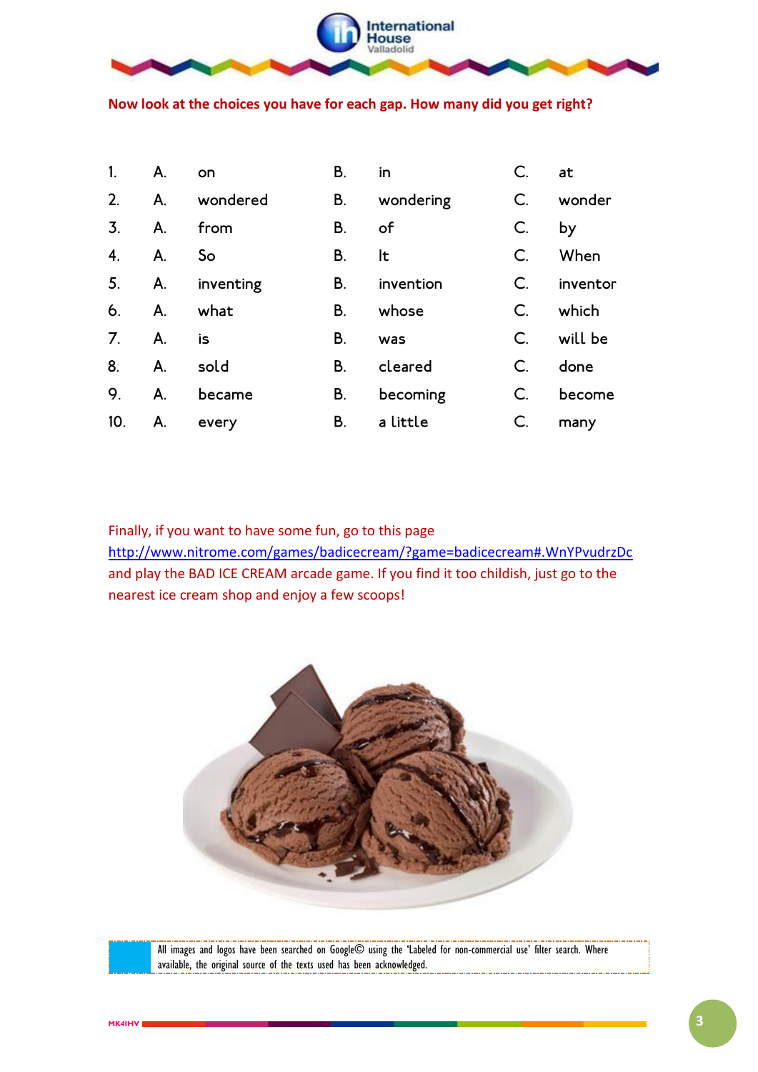**Now look at the choices you have for each gap. How many did you get right?**

| | | | | | | |
|---|---|---|---|---|---|---|
| 1. | A. | on | B. | in | C. | at |
| 2. | A. | wondered | B. | wondering | C. | wonder |
| 3. | A. | from | B. | of | C. | by |
| 4. | A. | So | B. | It | C. | When |
| 5. | A. | inventing | B. | invention | C. | inventor |
| 6. | A. | what | B. | whose | C. | which |
| 7. | A. | is | B. | was | C. | will be |
| 8. | A. | sold | B. | cleared | C. | done |
| 9. | A. | became | B. | becoming | C. | become |
| 10. | A. | every | B. | a little | C. | many |

Finally, if you want to have some fun, go to this page [http://www.nitrome.com/games/badicecream/?game=badicecream#.WnYPvudrzDc](http://www.nitrome.com/games/badicecream/?game=badicecream#.WnYPvudrzDc) and play the BAD ICE CREAM arcade game. If you find it too childish, just go to the nearest ice cream shop and enjoy a few scoops!

All images and logos have been searched on Google© using the 'Labeled for non-commercial use' filter search. Where available, the original source of the texts used has been acknowledged.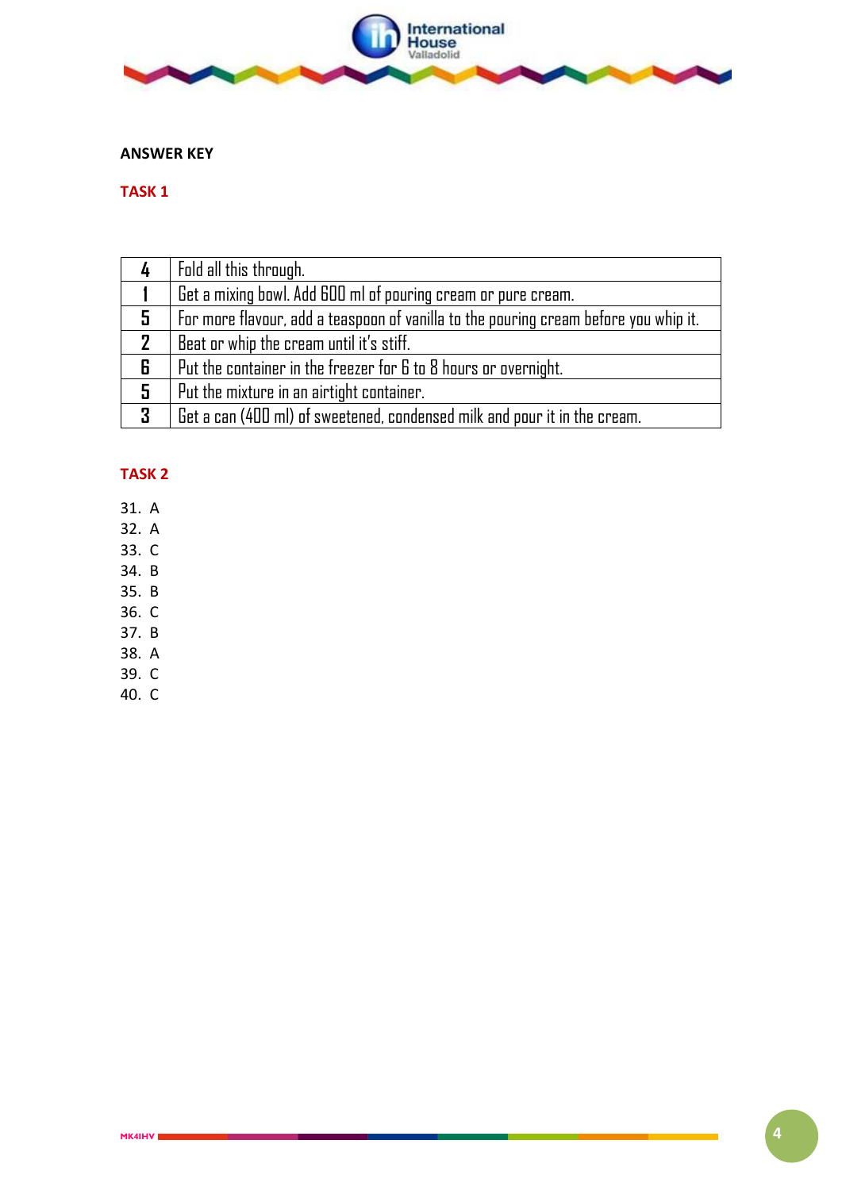**ANSWER KEY**

**TASK 1**

| | |
|---|---|
| 4 | Fold all this through. |
| 1 | Get a mixing bowl. Add 600 ml of pouring cream or pure cream. |
| 5 | For more flavour, add a teaspoon of vanilla to the pouring cream before you whip it. |
| 2 | Beat or whip the cream until it's stiff. |
| 6 | Put the container in the freezer for 6 to 8 hours or overnight. |
| 5 | Put the mixture in an airtight container. |
| 3 | Get a can (400 ml) of sweetened, condensed milk and pour it in the cream. |

**TASK 2**

31. A
32. A
33. C
34. B
35. B
36. C
37. B
38. A
39. C
40. C